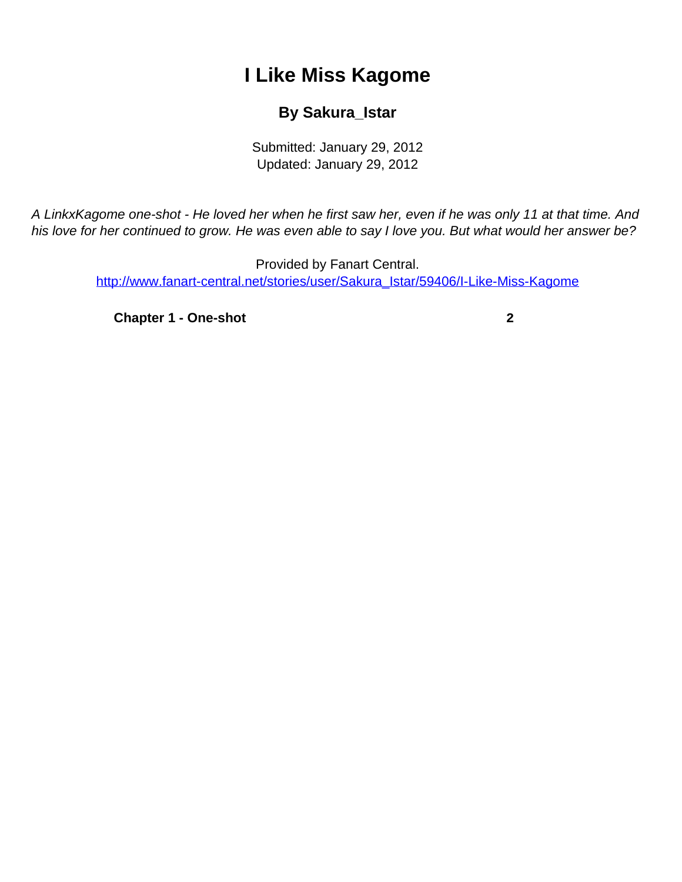# I Like Miss Kagome

### By Sakura_Istar

Submitted: January 29, 2012
Updated: January 29, 2012

*A LinkxKagome one-shot - He loved her when he first saw her, even if he was only 11 at that time. And his love for her continued to grow. He was even able to say I love you. But what would her answer be?*

Provided by Fanart Central.
http://www.fanart-central.net/stories/user/Sakura_Istar/59406/I-Like-Miss-Kagome

| | |
|---|---|
| **Chapter 1 - One-shot** | **2** |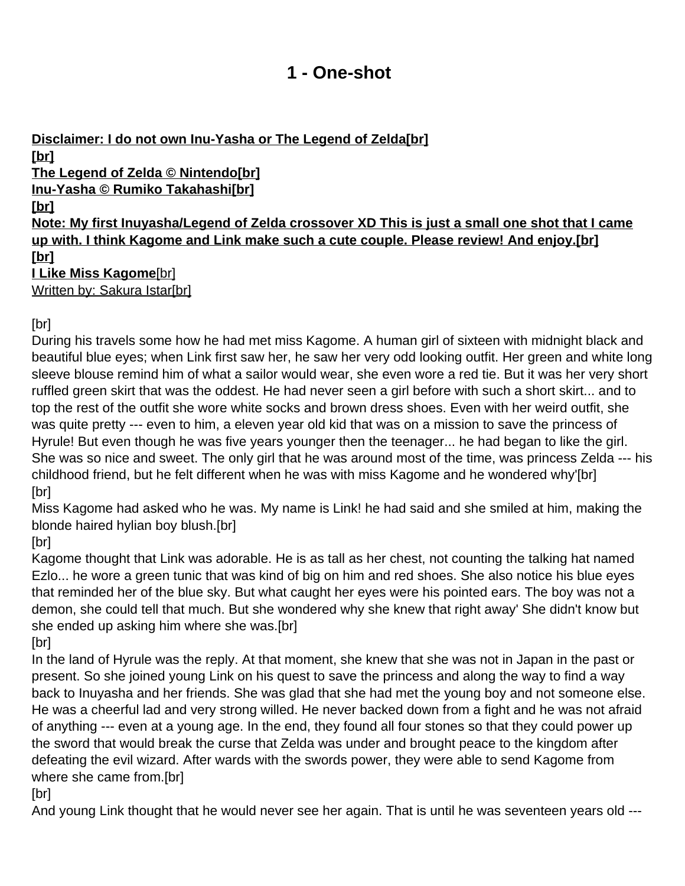# 1 - One-shot

**Disclaimer: I do not own Inu-Yasha or The Legend of Zelda[br]**
**[br]**
**The Legend of Zelda © Nintendo[br]**
**Inu-Yasha © Rumiko Takahashi[br]**
**[br]**
**Note: My first Inuyasha/Legend of Zelda crossover XD This is just a small one shot that I came up with. I think Kagome and Link make such a cute couple. Please review! And enjoy.[br]**
**[br]**
**I Like Miss Kagome**[br]
Written by: Sakura Istar[br]

[br]
During his travels some how he had met miss Kagome. A human girl of sixteen with midnight black and beautiful blue eyes; when Link first saw her, he saw her very odd looking outfit. Her green and white long sleeve blouse remind him of what a sailor would wear, she even wore a red tie. But it was her very short ruffled green skirt that was the oddest. He had never seen a girl before with such a short skirt... and to top the rest of the outfit she wore white socks and brown dress shoes. Even with her weird outfit, she was quite pretty --- even to him, a eleven year old kid that was on a mission to save the princess of Hyrule! But even though he was five years younger then the teenager... he had began to like the girl. She was so nice and sweet. The only girl that he was around most of the time, was princess Zelda --- his childhood friend, but he felt different when he was with miss Kagome and he wondered why'[br]
[br]
Miss Kagome had asked who he was. My name is Link! he had said and she smiled at him, making the blonde haired hylian boy blush.[br]
[br]
Kagome thought that Link was adorable. He is as tall as her chest, not counting the talking hat named Ezlo... he wore a green tunic that was kind of big on him and red shoes. She also notice his blue eyes that reminded her of the blue sky. But what caught her eyes were his pointed ears. The boy was not a demon, she could tell that much. But she wondered why she knew that right away' She didn't know but she ended up asking him where she was.[br]
[br]
In the land of Hyrule was the reply. At that moment, she knew that she was not in Japan in the past or present. So she joined young Link on his quest to save the princess and along the way to find a way back to Inuyasha and her friends. She was glad that she had met the young boy and not someone else. He was a cheerful lad and very strong willed. He never backed down from a fight and he was not afraid of anything --- even at a young age. In the end, they found all four stones so that they could power up the sword that would break the curse that Zelda was under and brought peace to the kingdom after defeating the evil wizard. After wards with the swords power, they were able to send Kagome from where she came from.[br]
[br]
And young Link thought that he would never see her again. That is until he was seventeen years old ---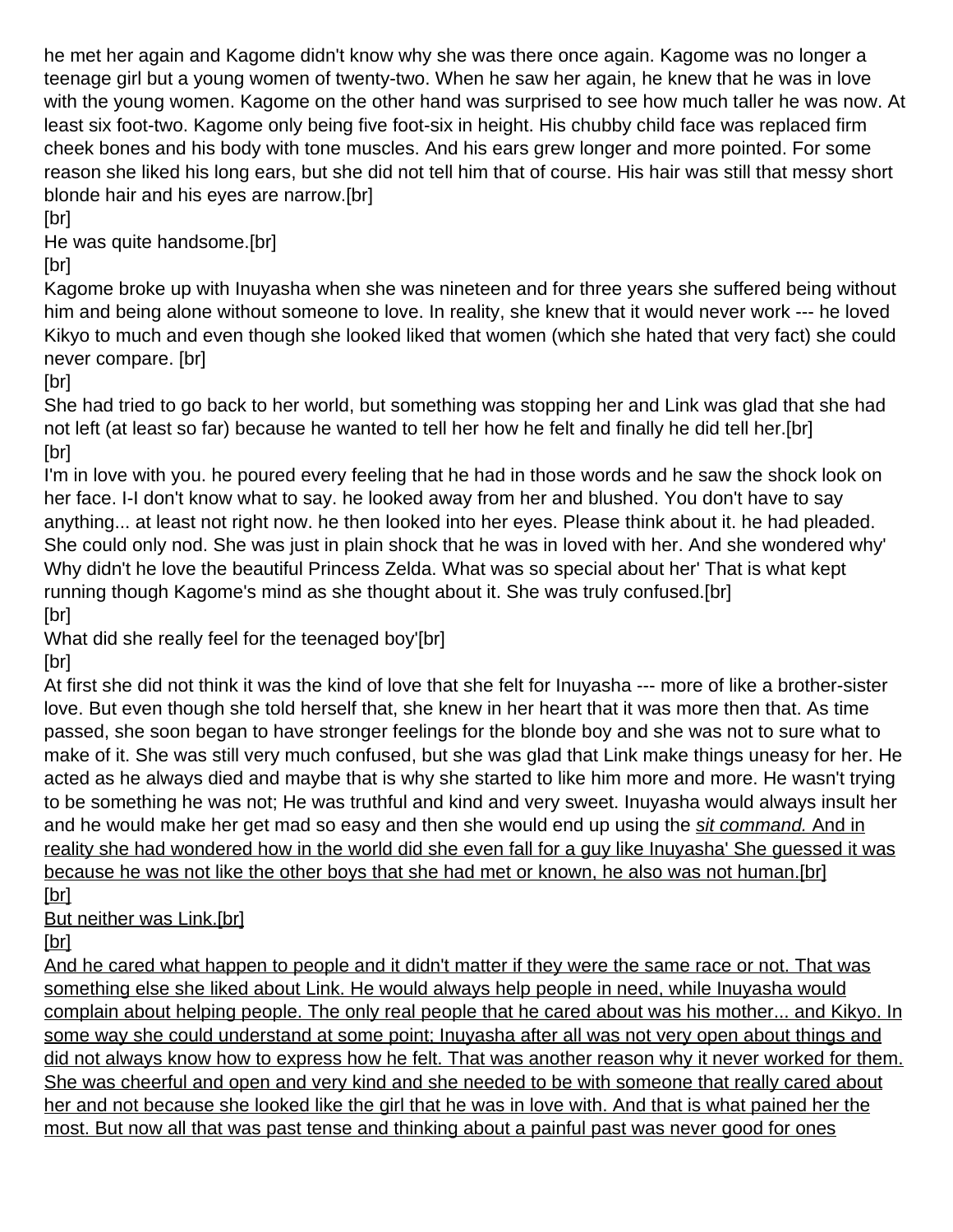he met her again and Kagome didn't know why she was there once again. Kagome was no longer a teenage girl but a young women of twenty-two. When he saw her again, he knew that he was in love with the young women. Kagome on the other hand was surprised to see how much taller he was now. At least six foot-two. Kagome only being five foot-six in height. His chubby child face was replaced firm cheek bones and his body with tone muscles. And his ears grew longer and more pointed. For some reason she liked his long ears, but she did not tell him that of course. His hair was still that messy short blonde hair and his eyes are narrow.[br]
[br]
He was quite handsome.[br]
[br]
Kagome broke up with Inuyasha when she was nineteen and for three years she suffered being without him and being alone without someone to love. In reality, she knew that it would never work --- he loved Kikyo to much and even though she looked liked that women (which she hated that very fact) she could never compare. [br]
[br]
She had tried to go back to her world, but something was stopping her and Link was glad that she had not left (at least so far) because he wanted to tell her how he felt and finally he did tell her.[br]
[br]
I'm in love with you. he poured every feeling that he had in those words and he saw the shock look on her face. I-I don't know what to say. he looked away from her and blushed. You don't have to say anything... at least not right now. he then looked into her eyes. Please think about it. he had pleaded. She could only nod. She was just in plain shock that he was in loved with her. And she wondered why' Why didn't he love the beautiful Princess Zelda. What was so special about her' That is what kept running though Kagome's mind as she thought about it. She was truly confused.[br]
[br]
What did she really feel for the teenaged boy'[br]
[br]
At first she did not think it was the kind of love that she felt for Inuyasha --- more of like a brother-sister love. But even though she told herself that, she knew in her heart that it was more then that. As time passed, she soon began to have stronger feelings for the blonde boy and she was not to sure what to make of it. She was still very much confused, but she was glad that Link make things uneasy for her. He acted as he always died and maybe that is why she started to like him more and more. He wasn't trying to be something he was not; He was truthful and kind and very sweet. Inuyasha would always insult her and he would make her get mad so easy and then she would end up using the <u>*sit command.* And in reality she had wondered how in the world did she even fall for a guy like Inuyasha' She guessed it was because he was not like the other boys that she had met or known, he also was not human.[br]</u>
<u>[br]</u>
<u>But neither was Link.[br]</u>
<u>[br]</u>
<u>And he cared what happen to people and it didn't matter if they were the same race or not. That was something else she liked about Link. He would always help people in need, while Inuyasha would complain about helping people. The only real people that he cared about was his mother... and Kikyo. In some way she could understand at some point; Inuyasha after all was not very open about things and did not always know how to express how he felt. That was another reason why it never worked for them. She was cheerful and open and very kind and she needed to be with someone that really cared about her and not because she looked like the girl that he was in love with. And that is what pained her the most. But now all that was past tense and thinking about a painful past was never good for ones</u>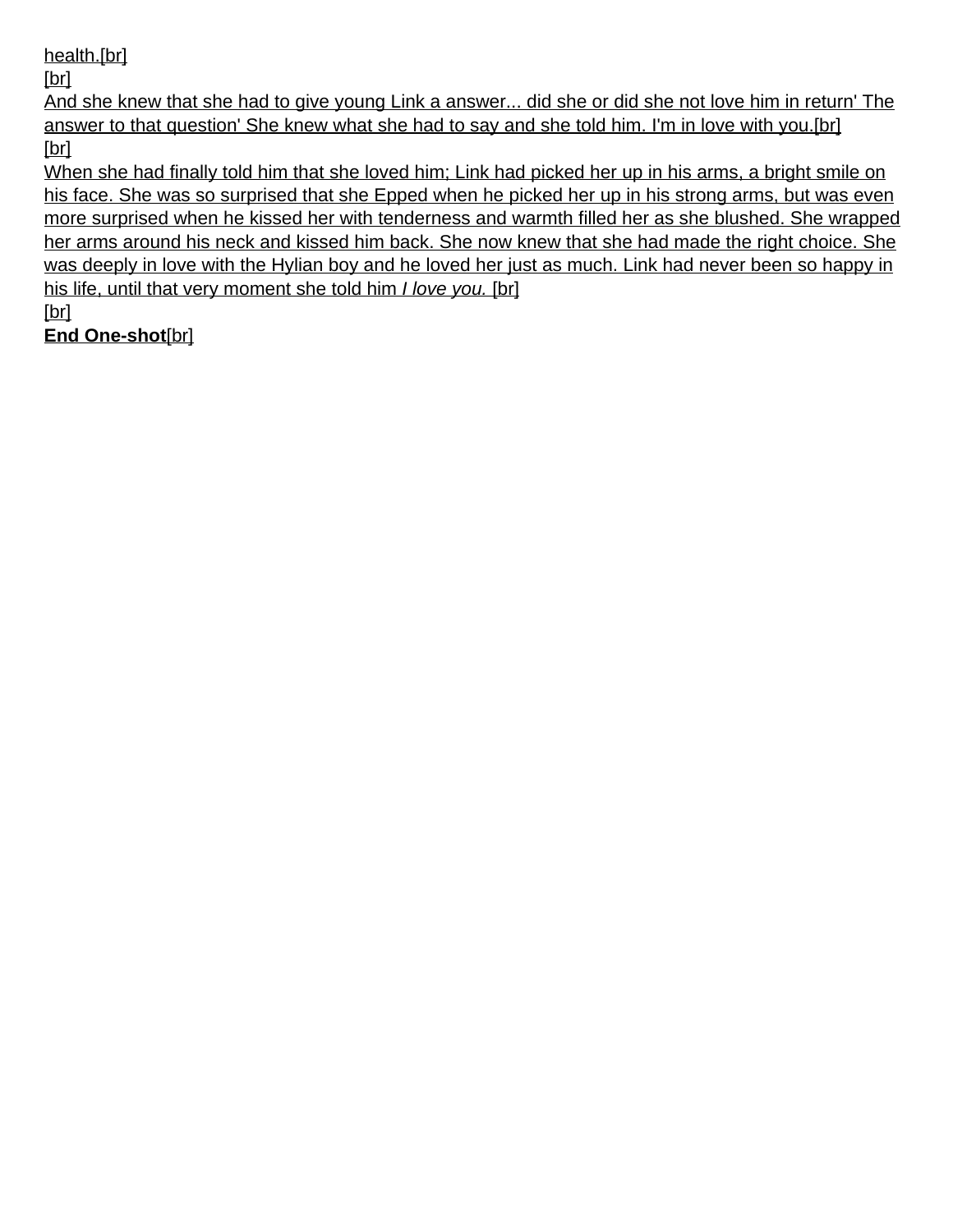health.[br]
[br]
And she knew that she had to give young Link a answer... did she or did she not love him in return' The answer to that question' She knew what she had to say and she told him. I'm in love with you.[br]
[br]
When she had finally told him that she loved him; Link had picked her up in his arms, a bright smile on his face. She was so surprised that she Epped when he picked her up in his strong arms, but was even more surprised when he kissed her with tenderness and warmth filled her as she blushed. She wrapped her arms around his neck and kissed him back. She now knew that she had made the right choice. She was deeply in love with the Hylian boy and he loved her just as much. Link had never been so happy in his life, until that very moment she told him *I love you.* [br]
[br]
**End One-shot**[br]